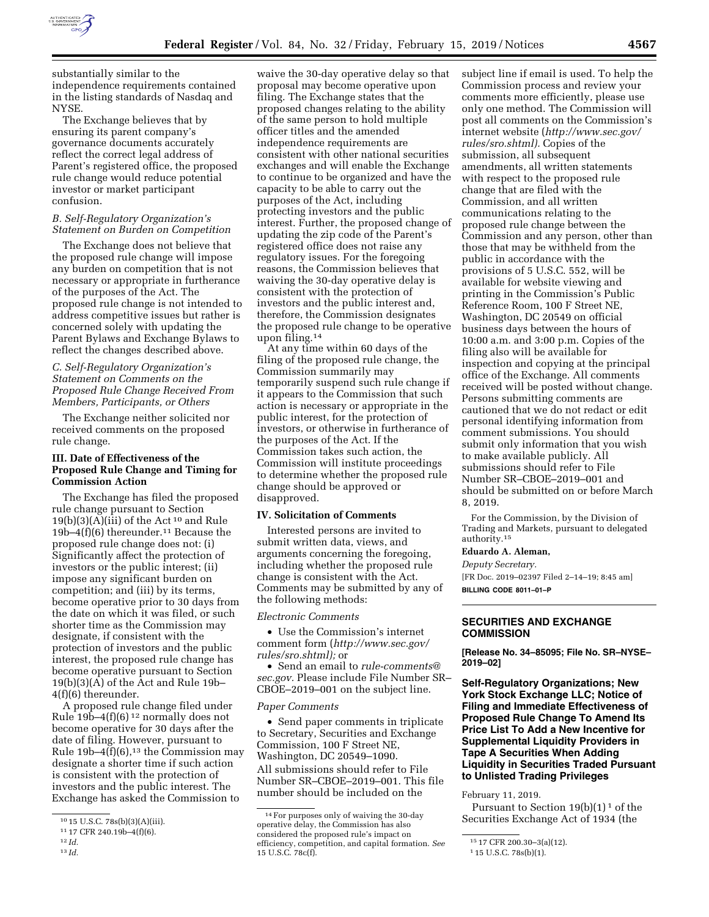substantially similar to the independence requirements contained in the listing standards of Nasdaq and NYSE.

The Exchange believes that by ensuring its parent company's governance documents accurately reflect the correct legal address of Parent's registered office, the proposed rule change would reduce potential investor or market participant confusion.

### *B. Self-Regulatory Organization's Statement on Burden on Competition*

The Exchange does not believe that the proposed rule change will impose any burden on competition that is not necessary or appropriate in furtherance of the purposes of the Act. The proposed rule change is not intended to address competitive issues but rather is concerned solely with updating the Parent Bylaws and Exchange Bylaws to reflect the changes described above.

### *C. Self-Regulatory Organization's Statement on Comments on the Proposed Rule Change Received From Members, Participants, or Others*

The Exchange neither solicited nor received comments on the proposed rule change.

## III. Date of Effectiveness of the Proposed Rule Change and Timing for Commission Action

The Exchange has filed the proposed rule change pursuant to Section 19(b)(3)(A)(iii) of the Act [10] and Rule 19b–4(f)(6) thereunder.[11] Because the proposed rule change does not: (i) Significantly affect the protection of investors or the public interest; (ii) impose any significant burden on competition; and (iii) by its terms, become operative prior to 30 days from the date on which it was filed, or such shorter time as the Commission may designate, if consistent with the protection of investors and the public interest, the proposed rule change has become operative pursuant to Section 19(b)(3)(A) of the Act and Rule 19b–4(f)(6) thereunder.

A proposed rule change filed under Rule 19b–4(f)(6) [12] normally does not become operative for 30 days after the date of filing. However, pursuant to Rule 19b–4(f)(6),[13] the Commission may designate a shorter time if such action is consistent with the protection of investors and the public interest. The Exchange has asked the Commission to waive the 30-day operative delay so that proposal may become operative upon filing. The Exchange states that the proposed changes relating to the ability of the same person to hold multiple officer titles and the amended independence requirements are consistent with other national securities exchanges and will enable the Exchange to continue to be organized and have the capacity to be able to carry out the purposes of the Act, including protecting investors and the public interest. Further, the proposed change of updating the zip code of the Parent's registered office does not raise any regulatory issues. For the foregoing reasons, the Commission believes that waiving the 30-day operative delay is consistent with the protection of investors and the public interest and, therefore, the Commission designates the proposed rule change to be operative upon filing.[14]

At any time within 60 days of the filing of the proposed rule change, the Commission summarily may temporarily suspend such rule change if it appears to the Commission that such action is necessary or appropriate in the public interest, for the protection of investors, or otherwise in furtherance of the purposes of the Act. If the Commission takes such action, the Commission will institute proceedings to determine whether the proposed rule change should be approved or disapproved.

## IV. Solicitation of Comments

Interested persons are invited to submit written data, views, and arguments concerning the foregoing, including whether the proposed rule change is consistent with the Act. Comments may be submitted by any of the following methods:

*Electronic Comments*

- Use the Commission's internet comment form (*http://www.sec.gov/rules/sro.shtml*); or
- Send an email to *rule-comments@sec.gov.* Please include File Number SR–CBOE–2019–001 on the subject line.

*Paper Comments*

- Send paper comments in triplicate to Secretary, Securities and Exchange Commission, 100 F Street NE, Washington, DC 20549–1090.

All submissions should refer to File Number SR–CBOE–2019–001. This file number should be included on the subject line if email is used. To help the Commission process and review your comments more efficiently, please use only one method. The Commission will post all comments on the Commission's internet website (*http://www.sec.gov/rules/sro.shtml*). Copies of the submission, all subsequent amendments, all written statements with respect to the proposed rule change that are filed with the Commission, and all written communications relating to the proposed rule change between the Commission and any person, other than those that may be withheld from the public in accordance with the provisions of 5 U.S.C. 552, will be available for website viewing and printing in the Commission's Public Reference Room, 100 F Street NE, Washington, DC 20549 on official business days between the hours of 10:00 a.m. and 3:00 p.m. Copies of the filing also will be available for inspection and copying at the principal office of the Exchange. All comments received will be posted without change. Persons submitting comments are cautioned that we do not redact or edit personal identifying information from comment submissions. You should submit only information that you wish to make available publicly. All submissions should refer to File Number SR–CBOE–2019–001 and should be submitted on or before March 8, 2019.

For the Commission, by the Division of Trading and Markets, pursuant to delegated authority.[15]

**Eduardo A. Aleman,**

*Deputy Secretary.*

[FR Doc. 2019–02397 Filed 2–14–19; 8:45 am]

**BILLING CODE 8011–01–P**

---

## SECURITIES AND EXCHANGE COMMISSION

**[Release No. 34–85095; File No. SR–NYSE–2019–02]**

## Self-Regulatory Organizations; New York Stock Exchange LLC; Notice of Filing and Immediate Effectiveness of Proposed Rule Change To Amend Its Price List To Add a New Incentive for Supplemental Liquidity Providers in Tape A Securities When Adding Liquidity in Securities Traded Pursuant to Unlisted Trading Privileges

February 11, 2019.

Pursuant to Section 19(b)(1) [1] of the Securities Exchange Act of 1934 (the

---

[10] 15 U.S.C. 78s(b)(3)(A)(iii).

[11] 17 CFR 240.19b–4(f)(6).

[12] *Id.*

[13] *Id.*

[14] For purposes only of waiving the 30-day operative delay, the Commission has also considered the proposed rule's impact on efficiency, competition, and capital formation. *See* 15 U.S.C. 78c(f).

[15] 17 CFR 200.30–3(a)(12).

[1] 15 U.S.C. 78s(b)(1).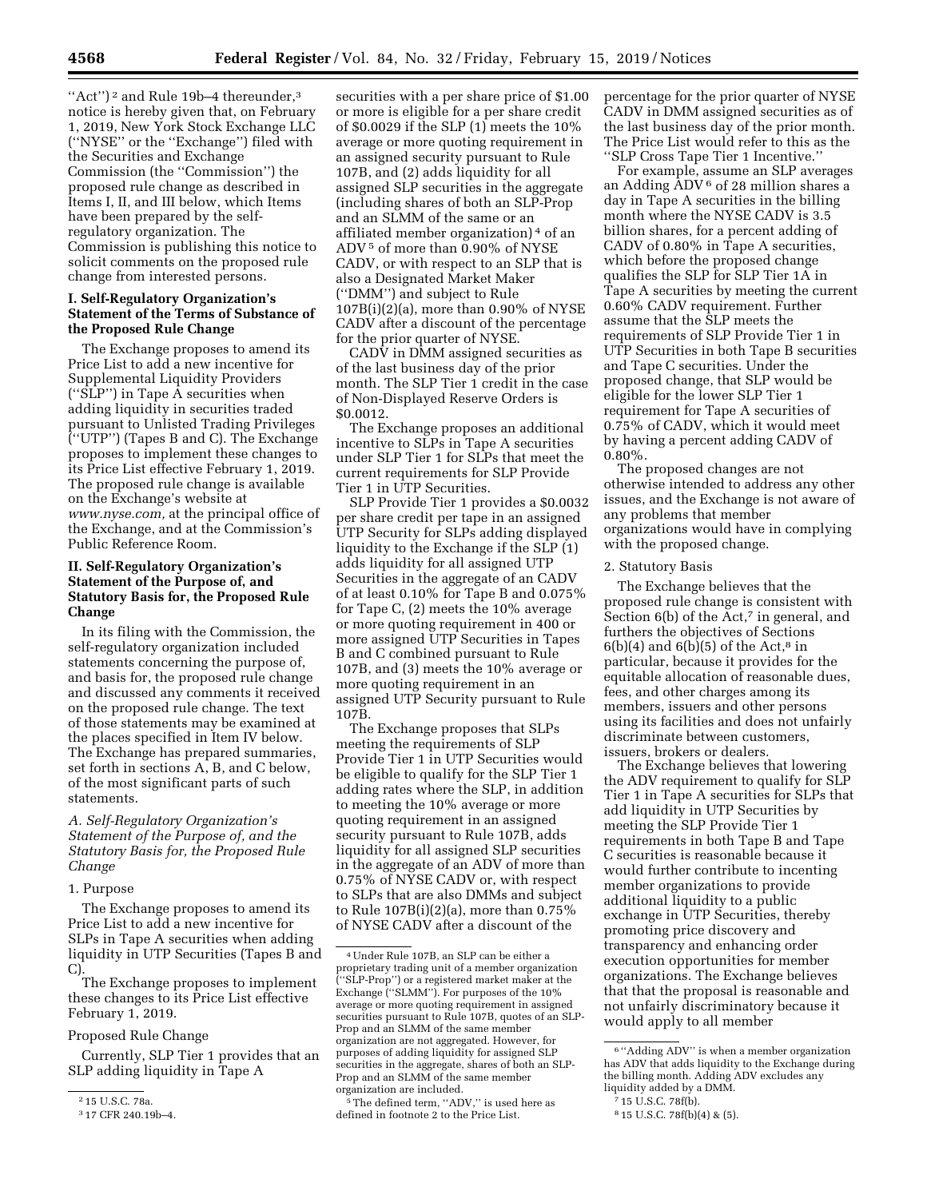"Act")[2] and Rule 19b–4 thereunder,[3] notice is hereby given that, on February 1, 2019, New York Stock Exchange LLC ("NYSE" or the "Exchange") filed with the Securities and Exchange Commission (the "Commission") the proposed rule change as described in Items I, II, and III below, which Items have been prepared by the self-regulatory organization. The Commission is publishing this notice to solicit comments on the proposed rule change from interested persons.

## I. Self-Regulatory Organization's Statement of the Terms of Substance of the Proposed Rule Change

The Exchange proposes to amend its Price List to add a new incentive for Supplemental Liquidity Providers ("SLP") in Tape A securities when adding liquidity in securities traded pursuant to Unlisted Trading Privileges ("UTP") (Tapes B and C). The Exchange proposes to implement these changes to its Price List effective February 1, 2019. The proposed rule change is available on the Exchange's website at *www.nyse.com,* at the principal office of the Exchange, and at the Commission's Public Reference Room.

## II. Self-Regulatory Organization's Statement of the Purpose of, and Statutory Basis for, the Proposed Rule Change

In its filing with the Commission, the self-regulatory organization included statements concerning the purpose of, and basis for, the proposed rule change and discussed any comments it received on the proposed rule change. The text of those statements may be examined at the places specified in Item IV below. The Exchange has prepared summaries, set forth in sections A, B, and C below, of the most significant parts of such statements.

### *A. Self-Regulatory Organization's Statement of the Purpose of, and the Statutory Basis for, the Proposed Rule Change*

#### 1. Purpose

The Exchange proposes to amend its Price List to add a new incentive for SLPs in Tape A securities when adding liquidity in UTP Securities (Tapes B and C).

The Exchange proposes to implement these changes to its Price List effective February 1, 2019.

#### Proposed Rule Change

Currently, SLP Tier 1 provides that an SLP adding liquidity in Tape A securities with a per share price of $1.00 or more is eligible for a per share credit of $0.0029 if the SLP (1) meets the 10% average or more quoting requirement in an assigned security pursuant to Rule 107B, and (2) adds liquidity for all assigned SLP securities in the aggregate (including shares of both an SLP-Prop and an SLMM of the same or an affiliated member organization)[4] of an ADV[5] of more than 0.90% of NYSE CADV, or with respect to an SLP that is also a Designated Market Maker ("DMM") and subject to Rule 107B(i)(2)(a), more than 0.90% of NYSE CADV after a discount of the percentage for the prior quarter of NYSE.

CADV in DMM assigned securities as of the last business day of the prior month. The SLP Tier 1 credit in the case of Non-Displayed Reserve Orders is $0.0012.

The Exchange proposes an additional incentive to SLPs in Tape A securities under SLP Tier 1 for SLPs that meet the current requirements for SLP Provide Tier 1 in UTP Securities.

SLP Provide Tier 1 provides a $0.0032 per share credit per tape in an assigned UTP Security for SLPs adding displayed liquidity to the Exchange if the SLP (1) adds liquidity for all assigned UTP Securities in the aggregate of an CADV of at least 0.10% for Tape B and 0.075% for Tape C, (2) meets the 10% average or more quoting requirement in 400 or more assigned UTP Securities in Tapes B and C combined pursuant to Rule 107B, and (3) meets the 10% average or more quoting requirement in an assigned UTP Security pursuant to Rule 107B.

The Exchange proposes that SLPs meeting the requirements of SLP Provide Tier 1 in UTP Securities would be eligible to qualify for the SLP Tier 1 adding rates where the SLP, in addition to meeting the 10% average or more quoting requirement in an assigned security pursuant to Rule 107B, adds liquidity for all assigned SLP securities in the aggregate of an ADV of more than 0.75% of NYSE CADV or, with respect to SLPs that are also DMMs and subject to Rule 107B(i)(2)(a), more than 0.75% of NYSE CADV after a discount of the percentage for the prior quarter of NYSE CADV in DMM assigned securities as of the last business day of the prior month. The Price List would refer to this as the "SLP Cross Tape Tier 1 Incentive."

For example, assume an SLP averages an Adding ADV[6] of 28 million shares a day in Tape A securities in the billing month where the NYSE CADV is 3.5 billion shares, for a percent adding of CADV of 0.80% in Tape A securities, which before the proposed change qualifies the SLP for SLP Tier 1A in Tape A securities by meeting the current 0.60% CADV requirement. Further assume that the SLP meets the requirements of SLP Provide Tier 1 in UTP Securities in both Tape B securities and Tape C securities. Under the proposed change, that SLP would be eligible for the lower SLP Tier 1 requirement for Tape A securities of 0.75% of CADV, which it would meet by having a percent adding CADV of 0.80%.

The proposed changes are not otherwise intended to address any other issues, and the Exchange is not aware of any problems that member organizations would have in complying with the proposed change.

#### 2. Statutory Basis

The Exchange believes that the proposed rule change is consistent with Section 6(b) of the Act,[7] in general, and furthers the objectives of Sections 6(b)(4) and 6(b)(5) of the Act,[8] in particular, because it provides for the equitable allocation of reasonable dues, fees, and other charges among its members, issuers and other persons using its facilities and does not unfairly discriminate between customers, issuers, brokers or dealers.

The Exchange believes that lowering the ADV requirement to qualify for SLP Tier 1 in Tape A securities for SLPs that add liquidity in UTP Securities by meeting the SLP Provide Tier 1 requirements in both Tape B and Tape C securities is reasonable because it would further contribute to incenting member organizations to provide additional liquidity to a public exchange in UTP Securities, thereby promoting price discovery and transparency and enhancing order execution opportunities for member organizations. The Exchange believes that the proposal is reasonable and not unfairly discriminatory because it would apply to all member

---

[2] 15 U.S.C. 78a.

[3] 17 CFR 240.19b–4.

[4] Under Rule 107B, an SLP can be either a proprietary trading unit of a member organization ("SLP-Prop") or a registered market maker at the Exchange ("SLMM"). For purposes of the 10% average or more quoting requirement in assigned securities pursuant to Rule 107B, quotes of an SLP-Prop and an SLMM of the same member organization are not aggregated. However, for purposes of adding liquidity for assigned SLP securities in the aggregate, shares of both an SLP-Prop and an SLMM of the same member organization are included.

[5] The defined term, "ADV," is used here as defined in footnote 2 to the Price List.

[6] "Adding ADV" is when a member organization has ADV that adds liquidity to the Exchange during the billing month. Adding ADV excludes any liquidity added by a DMM.

[7] 15 U.S.C. 78f(b).

[8] 15 U.S.C. 78f(b)(4) & (5).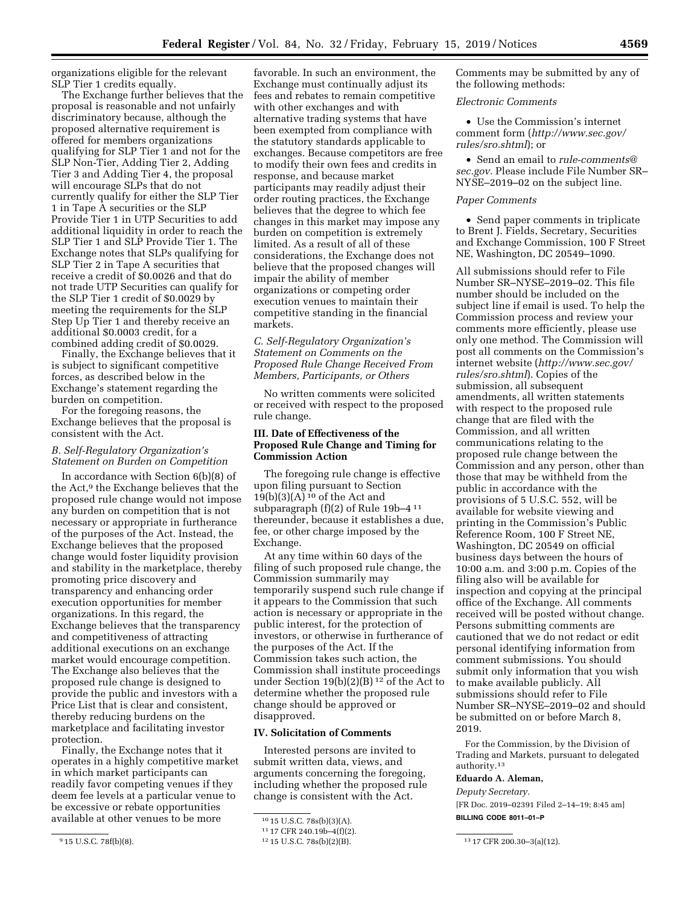organizations eligible for the relevant SLP Tier 1 credits equally.

The Exchange further believes that the proposal is reasonable and not unfairly discriminatory because, although the proposed alternative requirement is offered for members organizations qualifying for SLP Tier 1 and not for the SLP Non-Tier, Adding Tier 2, Adding Tier 3 and Adding Tier 4, the proposal will encourage SLPs that do not currently qualify for either the SLP Tier 1 in Tape A securities or the SLP Provide Tier 1 in UTP Securities to add additional liquidity in order to reach the SLP Tier 1 and SLP Provide Tier 1. The Exchange notes that SLPs qualifying for SLP Tier 2 in Tape A securities that receive a credit of $0.0026 and that do not trade UTP Securities can qualify for the SLP Tier 1 credit of $0.0029 by meeting the requirements for the SLP Step Up Tier 1 and thereby receive an additional $0.0003 credit, for a combined adding credit of $0.0029.

Finally, the Exchange believes that it is subject to significant competitive forces, as described below in the Exchange's statement regarding the burden on competition.

For the foregoing reasons, the Exchange believes that the proposal is consistent with the Act.

### *B. Self-Regulatory Organization's Statement on Burden on Competition*

In accordance with Section 6(b)(8) of the Act,[9] the Exchange believes that the proposed rule change would not impose any burden on competition that is not necessary or appropriate in furtherance of the purposes of the Act. Instead, the Exchange believes that the proposed change would foster liquidity provision and stability in the marketplace, thereby promoting price discovery and transparency and enhancing order execution opportunities for member organizations. In this regard, the Exchange believes that the transparency and competitiveness of attracting additional executions on an exchange market would encourage competition. The Exchange also believes that the proposed rule change is designed to provide the public and investors with a Price List that is clear and consistent, thereby reducing burdens on the marketplace and facilitating investor protection.

Finally, the Exchange notes that it operates in a highly competitive market in which market participants can readily favor competing venues if they deem fee levels at a particular venue to be excessive or rebate opportunities available at other venues to be more favorable. In such an environment, the Exchange must continually adjust its fees and rebates to remain competitive with other exchanges and with alternative trading systems that have been exempted from compliance with the statutory standards applicable to exchanges. Because competitors are free to modify their own fees and credits in response, and because market participants may readily adjust their order routing practices, the Exchange believes that the degree to which fee changes in this market may impose any burden on competition is extremely limited. As a result of all of these considerations, the Exchange does not believe that the proposed changes will impair the ability of member organizations or competing order execution venues to maintain their competitive standing in the financial markets.

### *C. Self-Regulatory Organization's Statement on Comments on the Proposed Rule Change Received From Members, Participants, or Others*

No written comments were solicited or received with respect to the proposed rule change.

## III. Date of Effectiveness of the Proposed Rule Change and Timing for Commission Action

The foregoing rule change is effective upon filing pursuant to Section 19(b)(3)(A)[10] of the Act and subparagraph (f)(2) of Rule 19b–4[11] thereunder, because it establishes a due, fee, or other charge imposed by the Exchange.

At any time within 60 days of the filing of such proposed rule change, the Commission summarily may temporarily suspend such rule change if it appears to the Commission that such action is necessary or appropriate in the public interest, for the protection of investors, or otherwise in furtherance of the purposes of the Act. If the Commission takes such action, the Commission shall institute proceedings under Section 19(b)(2)(B)[12] of the Act to determine whether the proposed rule change should be approved or disapproved.

## IV. Solicitation of Comments

Interested persons are invited to submit written data, views, and arguments concerning the foregoing, including whether the proposed rule change is consistent with the Act. Comments may be submitted by any of the following methods:

*Electronic Comments*

- Use the Commission's internet comment form (*http://www.sec.gov/rules/sro.shtml*); or
- Send an email to *rule-comments@sec.gov.* Please include File Number SR–NYSE–2019–02 on the subject line.

*Paper Comments*

- Send paper comments in triplicate to Brent J. Fields, Secretary, Securities and Exchange Commission, 100 F Street NE, Washington, DC 20549–1090.

All submissions should refer to File Number SR–NYSE–2019–02. This file number should be included on the subject line if email is used. To help the Commission process and review your comments more efficiently, please use only one method. The Commission will post all comments on the Commission's internet website (*http://www.sec.gov/rules/sro.shtml*). Copies of the submission, all subsequent amendments, all written statements with respect to the proposed rule change that are filed with the Commission, and all written communications relating to the proposed rule change between the Commission and any person, other than those that may be withheld from the public in accordance with the provisions of 5 U.S.C. 552, will be available for website viewing and printing in the Commission's Public Reference Room, 100 F Street NE, Washington, DC 20549 on official business days between the hours of 10:00 a.m. and 3:00 p.m. Copies of the filing also will be available for inspection and copying at the principal office of the Exchange. All comments received will be posted without change. Persons submitting comments are cautioned that we do not redact or edit personal identifying information from comment submissions. You should submit only information that you wish to make available publicly. All submissions should refer to File Number SR–NYSE–2019–02 and should be submitted on or before March 8, 2019.

For the Commission, by the Division of Trading and Markets, pursuant to delegated authority.[13]

**Eduardo A. Aleman,**

*Deputy Secretary.*

[FR Doc. 2019–02391 Filed 2–14–19; 8:45 am]

**BILLING CODE 8011–01–P**

[9] 15 U.S.C. 78f(b)(8).

[10] 15 U.S.C. 78s(b)(3)(A).

[11] 17 CFR 240.19b–4(f)(2).

[12] 15 U.S.C. 78s(b)(2)(B).

[13] 17 CFR 200.30–3(a)(12).